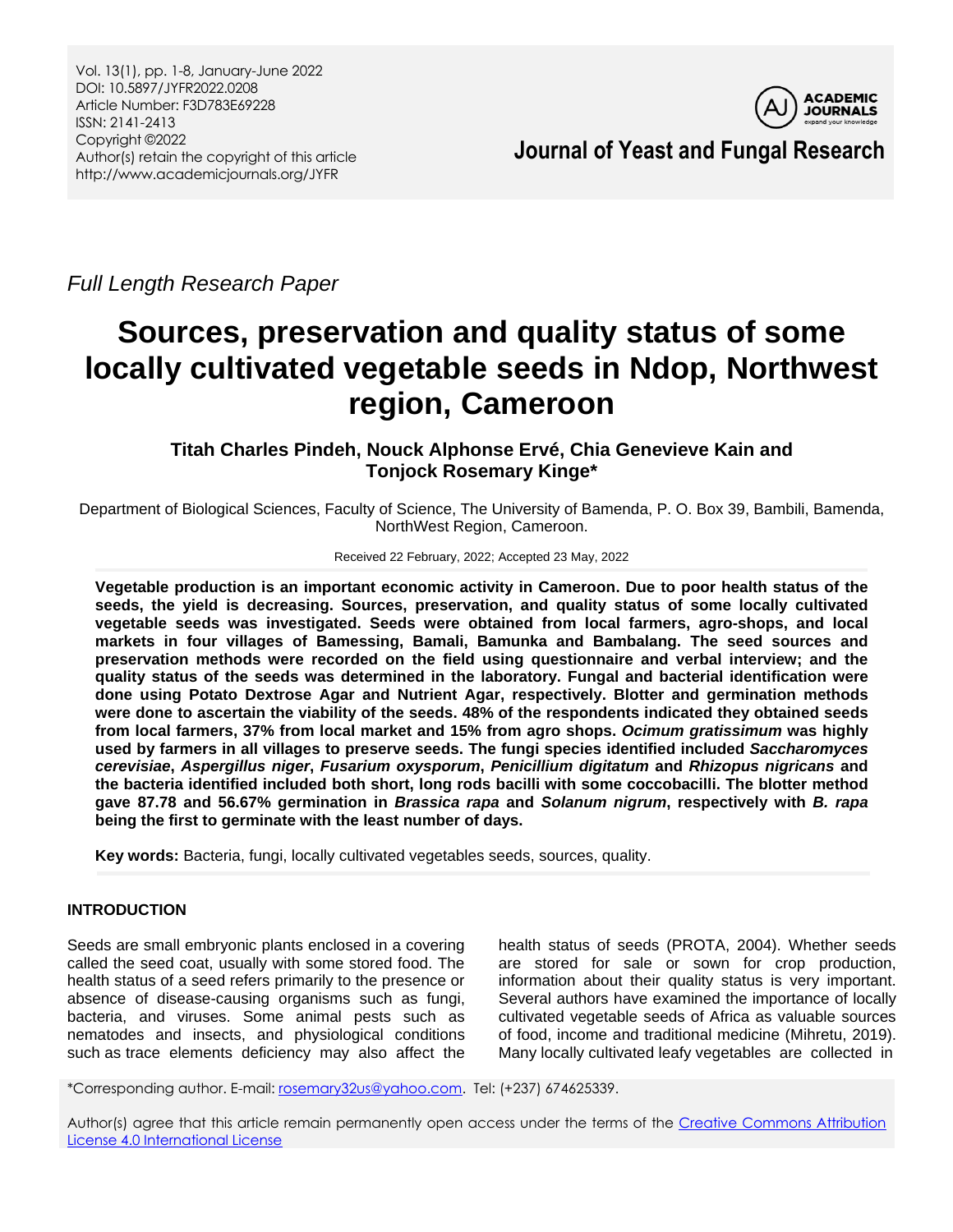Vol. 13(1), pp. 1-8, January-June 2022
DOI: 10.5897/JYFR2022.0208
Article Number: F3D783E69228
ISSN: 2141-2413
Copyright ©2022
Author(s) retain the copyright of this article
http://www.academicjournals.org/JYFR

**Journal of Yeast and Fungal Research**

*Full Length Research Paper*

# Sources, preservation and quality status of some locally cultivated vegetable seeds in Ndop, Northwest region, Cameroon

**Titah Charles Pindeh, Nouck Alphonse Ervé, Chia Genevieve Kain and Tonjock Rosemary Kinge***

Department of Biological Sciences, Faculty of Science, The University of Bamenda, P. O. Box 39, Bambili, Bamenda, NorthWest Region, Cameroon.

Received 22 February, 2022; Accepted 23 May, 2022

**Vegetable production is an important economic activity in Cameroon. Due to poor health status of the seeds, the yield is decreasing. Sources, preservation, and quality status of some locally cultivated vegetable seeds was investigated. Seeds were obtained from local farmers, agro-shops, and local markets in four villages of Bamessing, Bamali, Bamunka and Bambalang. The seed sources and preservation methods were recorded on the field using questionnaire and verbal interview; and the quality status of the seeds was determined in the laboratory. Fungal and bacterial identification were done using Potato Dextrose Agar and Nutrient Agar, respectively. Blotter and germination methods were done to ascertain the viability of the seeds. 48% of the respondents indicated they obtained seeds from local farmers, 37% from local market and 15% from agro shops. *Ocimum gratissimum* was highly used by farmers in all villages to preserve seeds. The fungi species identified included *Saccharomyces cerevisiae*, *Aspergillus niger*, *Fusarium oxysporum*, *Penicillium digitatum* and *Rhizopus nigricans* and the bacteria identified included both short, long rods bacilli with some coccobacilli. The blotter method gave 87.78 and 56.67% germination in *Brassica rapa* and *Solanum nigrum*, respectively with *B. rapa* being the first to germinate with the least number of days.**

**Key words:** Bacteria, fungi, locally cultivated vegetables seeds, sources, quality.

## INTRODUCTION

Seeds are small embryonic plants enclosed in a covering called the seed coat, usually with some stored food. The health status of a seed refers primarily to the presence or absence of disease-causing organisms such as fungi, bacteria, and viruses. Some animal pests such as nematodes and insects, and physiological conditions such as trace elements deficiency may also affect the health status of seeds (PROTA, 2004). Whether seeds are stored for sale or sown for crop production, information about their quality status is very important. Several authors have examined the importance of locally cultivated vegetable seeds of Africa as valuable sources of food, income and traditional medicine (Mihretu, 2019). Many locally cultivated leafy vegetables are collected in

*Corresponding author. E-mail: rosemary32us@yahoo.com. Tel: (+237) 674625339.

Author(s) agree that this article remain permanently open access under the terms of the Creative Commons Attribution License 4.0 International License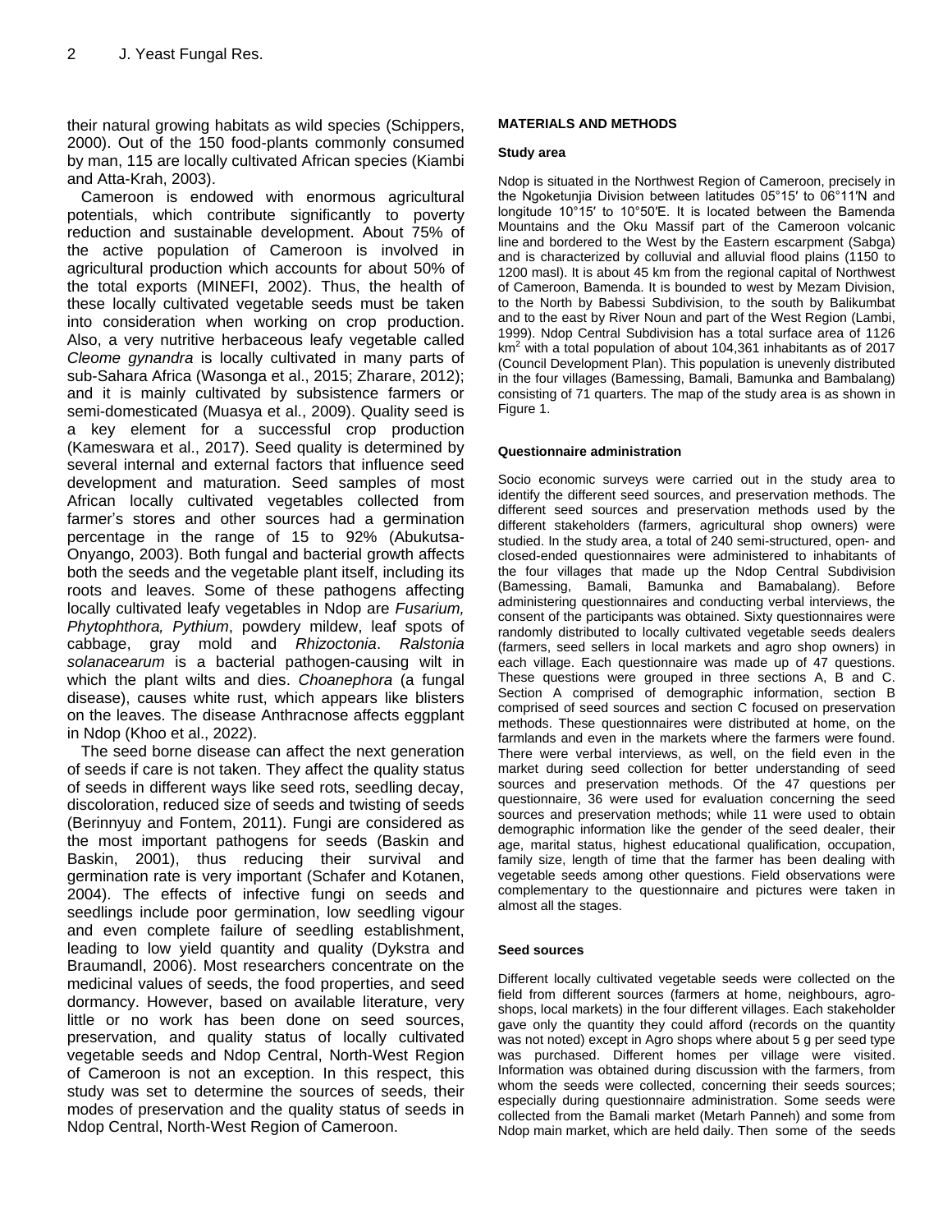their natural growing habitats as wild species (Schippers, 2000). Out of the 150 food-plants commonly consumed by man, 115 are locally cultivated African species (Kiambi and Atta-Krah, 2003).

Cameroon is endowed with enormous agricultural potentials, which contribute significantly to poverty reduction and sustainable development. About 75% of the active population of Cameroon is involved in agricultural production which accounts for about 50% of the total exports (MINEFI, 2002). Thus, the health of these locally cultivated vegetable seeds must be taken into consideration when working on crop production. Also, a very nutritive herbaceous leafy vegetable called *Cleome gynandra* is locally cultivated in many parts of sub-Sahara Africa (Wasonga et al., 2015; Zharare, 2012); and it is mainly cultivated by subsistence farmers or semi-domesticated (Muasya et al., 2009). Quality seed is a key element for a successful crop production (Kameswara et al., 2017). Seed quality is determined by several internal and external factors that influence seed development and maturation. Seed samples of most African locally cultivated vegetables collected from farmer's stores and other sources had a germination percentage in the range of 15 to 92% (Abukutsa-Onyango, 2003). Both fungal and bacterial growth affects both the seeds and the vegetable plant itself, including its roots and leaves. Some of these pathogens affecting locally cultivated leafy vegetables in Ndop are *Fusarium, Phytophthora, Pythium*, powdery mildew, leaf spots of cabbage, gray mold and *Rhizoctonia*. *Ralstonia solanacearum* is a bacterial pathogen-causing wilt in which the plant wilts and dies. *Choanephora* (a fungal disease), causes white rust, which appears like blisters on the leaves. The disease Anthracnose affects eggplant in Ndop (Khoo et al., 2022).

The seed borne disease can affect the next generation of seeds if care is not taken. They affect the quality status of seeds in different ways like seed rots, seedling decay, discoloration, reduced size of seeds and twisting of seeds (Berinnyuy and Fontem, 2011). Fungi are considered as the most important pathogens for seeds (Baskin and Baskin, 2001), thus reducing their survival and germination rate is very important (Schafer and Kotanen, 2004). The effects of infective fungi on seeds and seedlings include poor germination, low seedling vigour and even complete failure of seedling establishment, leading to low yield quantity and quality (Dykstra and Braumandl, 2006). Most researchers concentrate on the medicinal values of seeds, the food properties, and seed dormancy. However, based on available literature, very little or no work has been done on seed sources, preservation, and quality status of locally cultivated vegetable seeds and Ndop Central, North-West Region of Cameroon is not an exception. In this respect, this study was set to determine the sources of seeds, their modes of preservation and the quality status of seeds in Ndop Central, North-West Region of Cameroon.

## MATERIALS AND METHODS

### Study area

Ndop is situated in the Northwest Region of Cameroon, precisely in the Ngoketunjia Division between latitudes 05°15′ to 06°11′N and longitude 10°15′ to 10°50′E. It is located between the Bamenda Mountains and the Oku Massif part of the Cameroon volcanic line and bordered to the West by the Eastern escarpment (Sabga) and is characterized by colluvial and alluvial flood plains (1150 to 1200 masl). It is about 45 km from the regional capital of Northwest of Cameroon, Bamenda. It is bounded to west by Mezam Division, to the North by Babessi Subdivision, to the south by Balikumbat and to the east by River Noun and part of the West Region (Lambi, 1999). Ndop Central Subdivision has a total surface area of 1126 km$^2$ with a total population of about 104,361 inhabitants as of 2017 (Council Development Plan). This population is unevenly distributed in the four villages (Bamessing, Bamali, Bamunka and Bambalang) consisting of 71 quarters. The map of the study area is as shown in Figure 1.

### Questionnaire administration

Socio economic surveys were carried out in the study area to identify the different seed sources, and preservation methods. The different seed sources and preservation methods used by the different stakeholders (farmers, agricultural shop owners) were studied. In the study area, a total of 240 semi-structured, open- and closed-ended questionnaires were administered to inhabitants of the four villages that made up the Ndop Central Subdivision (Bamessing, Bamali, Bamunka and Bamabalang). Before administering questionnaires and conducting verbal interviews, the consent of the participants was obtained. Sixty questionnaires were randomly distributed to locally cultivated vegetable seeds dealers (farmers, seed sellers in local markets and agro shop owners) in each village. Each questionnaire was made up of 47 questions. These questions were grouped in three sections A, B and C. Section A comprised of demographic information, section B comprised of seed sources and section C focused on preservation methods. These questionnaires were distributed at home, on the farmlands and even in the markets where the farmers were found. There were verbal interviews, as well, on the field even in the market during seed collection for better understanding of seed sources and preservation methods. Of the 47 questions per questionnaire, 36 were used for evaluation concerning the seed sources and preservation methods; while 11 were used to obtain demographic information like the gender of the seed dealer, their age, marital status, highest educational qualification, occupation, family size, length of time that the farmer has been dealing with vegetable seeds among other questions. Field observations were complementary to the questionnaire and pictures were taken in almost all the stages.

### Seed sources

Different locally cultivated vegetable seeds were collected on the field from different sources (farmers at home, neighbours, agro-shops, local markets) in the four different villages. Each stakeholder gave only the quantity they could afford (records on the quantity was not noted) except in Agro shops where about 5 g per seed type was purchased. Different homes per village were visited. Information was obtained during discussion with the farmers, from whom the seeds were collected, concerning their seeds sources; especially during questionnaire administration. Some seeds were collected from the Bamali market (Metarh Panneh) and some from Ndop main market, which are held daily. Then some of the seeds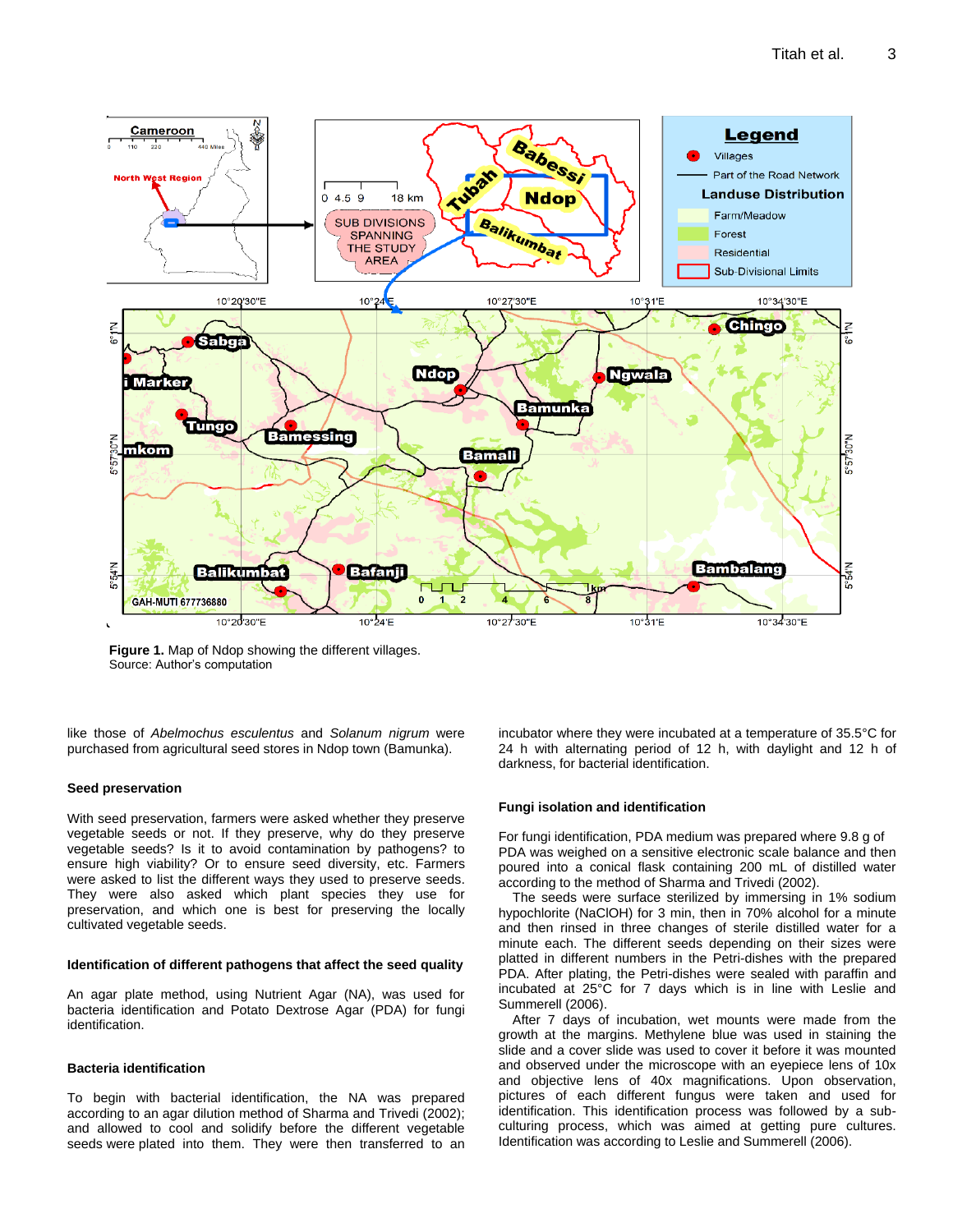Figure 1. Map of Ndop showing the different villages.
Source: Author's computation

like those of *Abelmochus esculentus* and *Solanum nigrum* were purchased from agricultural seed stores in Ndop town (Bamunka).

### Seed preservation

With seed preservation, farmers were asked whether they preserve vegetable seeds or not. If they preserve, why do they preserve vegetable seeds? Is it to avoid contamination by pathogens? to ensure high viability? Or to ensure seed diversity, etc. Farmers were asked to list the different ways they used to preserve seeds. They were also asked which plant species they use for preservation, and which one is best for preserving the locally cultivated vegetable seeds.

### Identification of different pathogens that affect the seed quality

An agar plate method, using Nutrient Agar (NA), was used for bacteria identification and Potato Dextrose Agar (PDA) for fungi identification.

### Bacteria identification

To begin with bacterial identification, the NA was prepared according to an agar dilution method of Sharma and Trivedi (2002); and allowed to cool and solidify before the different vegetable seeds were plated into them. They were then transferred to an incubator where they were incubated at a temperature of 35.5°C for 24 h with alternating period of 12 h, with daylight and 12 h of darkness, for bacterial identification.

### Fungi isolation and identification

For fungi identification, PDA medium was prepared where 9.8 g of PDA was weighed on a sensitive electronic scale balance and then poured into a conical flask containing 200 mL of distilled water according to the method of Sharma and Trivedi (2002).

The seeds were surface sterilized by immersing in 1% sodium hypochlorite (NaClO) for 3 min, then in 70% alcohol for a minute and then rinsed in three changes of sterile distilled water for a minute each. The different seeds depending on their sizes were platted in different numbers in the Petri-dishes with the prepared PDA. After plating, the Petri-dishes were sealed with paraffin and incubated at 25°C for 7 days which is in line with Leslie and Summerell (2006).

After 7 days of incubation, wet mounts were made from the growth at the margins. Methylene blue was used in staining the slide and a cover slide was used to cover it before it was mounted and observed under the microscope with an eyepiece lens of 10x and objective lens of 40x magnifications. Upon observation, pictures of each different fungus were taken and used for identification. This identification process was followed by a sub-culturing process, which was aimed at getting pure cultures. Identification was according to Leslie and Summerell (2006).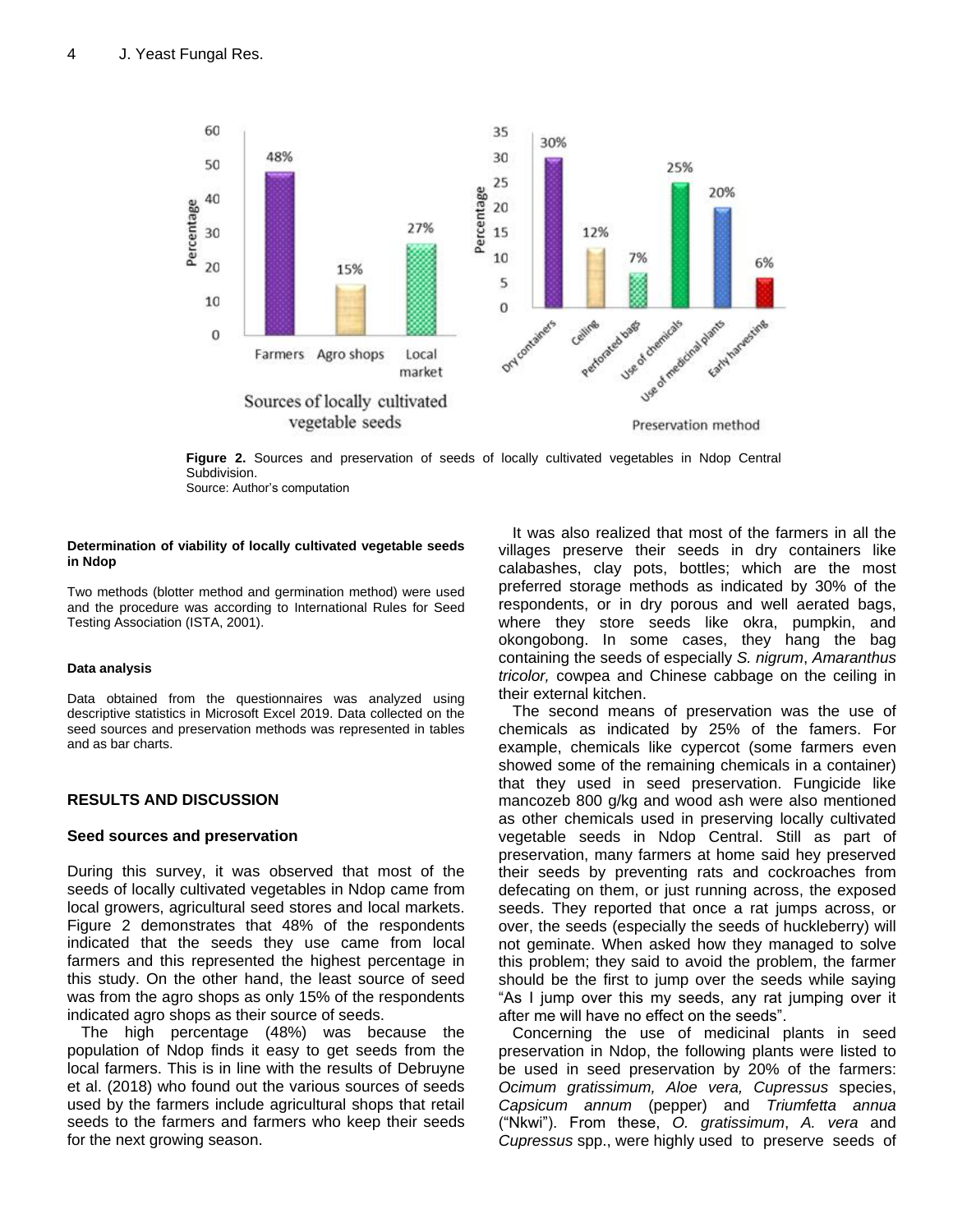Figure 2. Sources and preservation of seeds of locally cultivated vegetables in Ndop Central Subdivision.
Source: Author's computation

#### Determination of viability of locally cultivated vegetable seeds in Ndop

Two methods (blotter method and germination method) were used and the procedure was according to International Rules for Seed Testing Association (ISTA, 2001).

#### Data analysis

Data obtained from the questionnaires was analyzed using descriptive statistics in Microsoft Excel 2019. Data collected on the seed sources and preservation methods was represented in tables and as bar charts.

## RESULTS AND DISCUSSION

### Seed sources and preservation

During this survey, it was observed that most of the seeds of locally cultivated vegetables in Ndop came from local growers, agricultural seed stores and local markets. Figure 2 demonstrates that 48% of the respondents indicated that the seeds they use came from local farmers and this represented the highest percentage in this study. On the other hand, the least source of seed was from the agro shops as only 15% of the respondents indicated agro shops as their source of seeds.

The high percentage (48%) was because the population of Ndop finds it easy to get seeds from the local farmers. This is in line with the results of Debruyne et al. (2018) who found out the various sources of seeds used by the farmers include agricultural shops that retail seeds to the farmers and farmers who keep their seeds for the next growing season.

It was also realized that most of the farmers in all the villages preserve their seeds in dry containers like calabashes, clay pots, bottles; which are the most preferred storage methods as indicated by 30% of the respondents, or in dry porous and well aerated bags, where they store seeds like okra, pumpkin, and okongobong. In some cases, they hang the bag containing the seeds of especially *S. nigrum*, *Amaranthus tricolor,* cowpea and Chinese cabbage on the ceiling in their external kitchen.

The second means of preservation was the use of chemicals as indicated by 25% of the famers. For example, chemicals like cypercot (some farmers even showed some of the remaining chemicals in a container) that they used in seed preservation. Fungicide like mancozeb 800 g/kg and wood ash were also mentioned as other chemicals used in preserving locally cultivated vegetable seeds in Ndop Central. Still as part of preservation, many farmers at home said hey preserved their seeds by preventing rats and cockroaches from defecating on them, or just running across, the exposed seeds. They reported that once a rat jumps across, or over, the seeds (especially the seeds of huckleberry) it will not geminate. When asked how they managed to solve this problem; they said to avoid the problem, the farmer should be the first to jump over the seeds while saying "As I jump over this my seeds, any rat jumping over it after me will have no effect on the seeds".

Concerning the use of medicinal plants in seed preservation in Ndop, the following plants were listed to be used in seed preservation by 20% of the farmers: *Ocimum gratissimum, Aloe vera, Cupressus* species, *Capsicum annum* (pepper) and *Triumfetta annua* ("Nkwi"). From these, *O. gratissimum*, *A. vera* and *Cupressus* spp., were highly used to preserve seeds of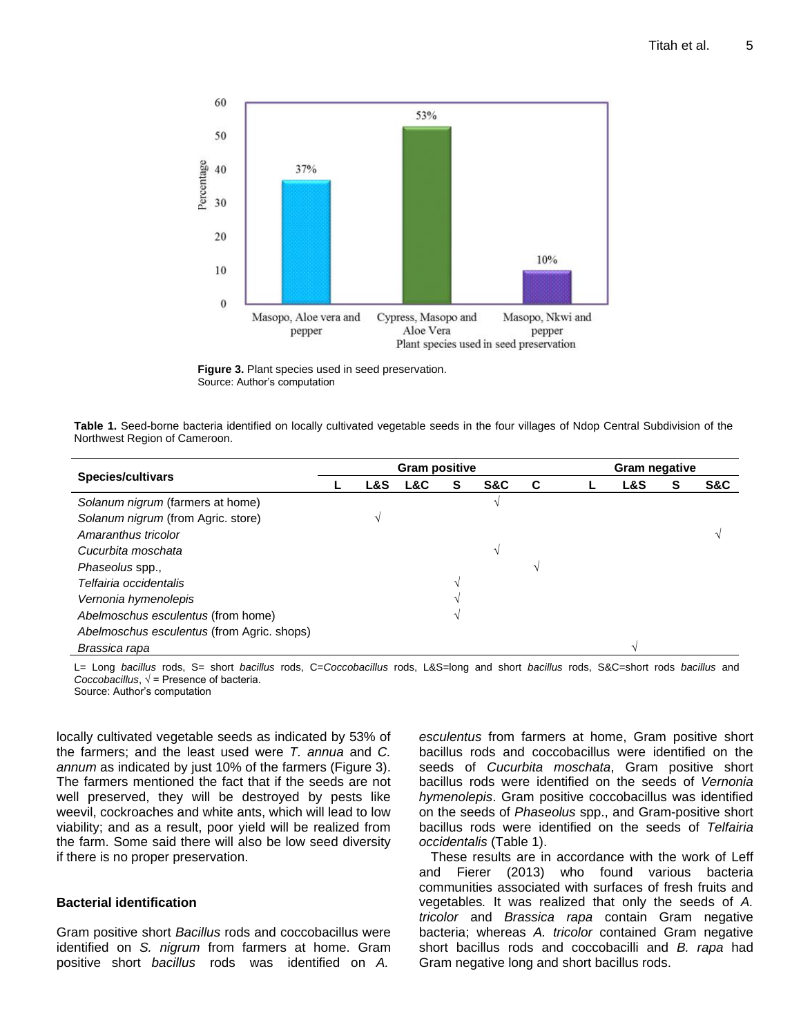**Figure 3.** Plant species used in seed preservation.
Source: Author's computation

**Table 1.** Seed-borne bacteria identified on locally cultivated vegetable seeds in the four villages of Ndop Central Subdivision of the Northwest Region of Cameroon.

| Species/cultivars | Gram positive | | | | | | Gram negative | | | |
|---|---|---|---|---|---|---|---|---|---|---|
| | L | L&S | L&C | S | S&C | C | L | L&S | S | S&C |
| *Solanum nigrum* (farmers at home) | | | | | √ | | | | | |
| *Solanum nigrum* (from Agric. store) | | √ | | | | | | | | |
| *Amaranthus tricolor* | | | | | | | | | | √ |
| *Cucurbita moschata* | | | | | √ | | | | | |
| *Phaseolus* spp., | | | | | | √ | | | | |
| *Telfairia occidentalis* | | | | √ | | | | | | |
| *Vernonia hymenolepis* | | | | √ | | | | | | |
| *Abelmoschus esculentus* (from home) | | | | √ | | | | | | |
| *Abelmoschus esculentus* (from Agric. shops) | | | | | | | | | | |
| *Brassica rapa* | | | | | | | | √ | | |

L= Long *bacillus* rods, S= short *bacillus* rods, C=*Coccobacillus* rods, L&S=long and short *bacillus* rods, S&C=short rods *bacillus* and *Coccobacillus*, √ = Presence of bacteria.
Source: Author's computation

locally cultivated vegetable seeds as indicated by 53% of the farmers; and the least used were *T. annua* and *C. annum* as indicated by just 10% of the farmers (Figure 3). The farmers mentioned the fact that if the seeds are not well preserved, they will be destroyed by pests like weevil, cockroaches and white ants, which will lead to low viability; and as a result, poor yield will be realized from the farm. Some said there will also be low seed diversity if there is no proper preservation.

### Bacterial identification

Gram positive short *Bacillus* rods and coccobacillus were identified on *S. nigrum* from farmers at home. Gram positive short *bacillus* rods was identified on *A. esculentus* from farmers at home, Gram positive short bacillus rods and coccobacillus were identified on the seeds of *Cucurbita moschata*, Gram positive short bacillus rods were identified on the seeds of *Vernonia hymenolepis*. Gram positive coccobacillus was identified on the seeds of *Phaseolus* spp., and Gram-positive short bacillus rods were identified on the seeds of *Telfairia occidentalis* (Table 1).

These results are in accordance with the work of Leff and Fierer (2013) who found various bacteria communities associated with surfaces of fresh fruits and vegetables. It was realized that only the seeds of *A. tricolor* and *Brassica rapa* contain Gram negative bacteria; whereas *A. tricolor* contained Gram negative short bacillus rods and coccobacilli and *B. rapa* had Gram negative long and short bacillus rods.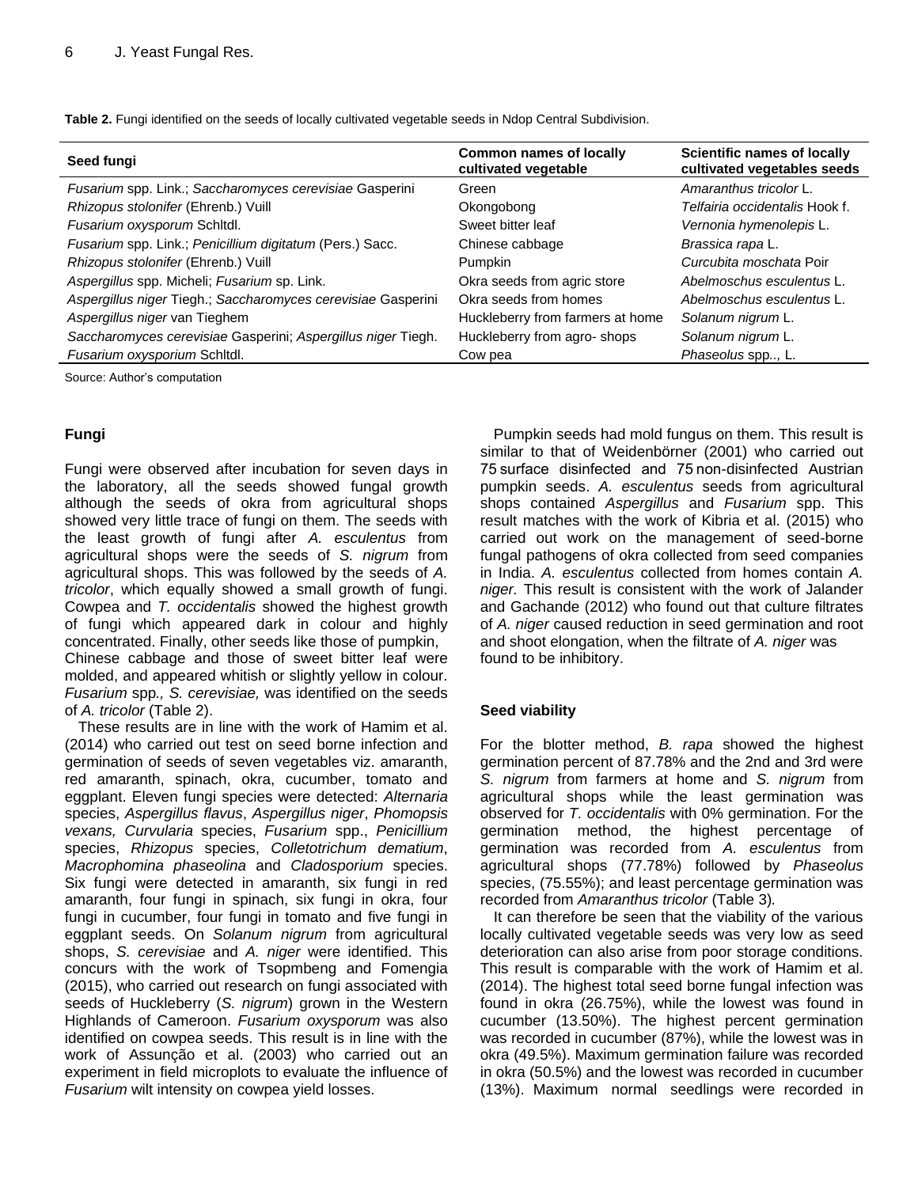**Table 2.** Fungi identified on the seeds of locally cultivated vegetable seeds in Ndop Central Subdivision.

| Seed fungi | Common names of locally cultivated vegetable | Scientific names of locally cultivated vegetables seeds |
|---|---|---|
| *Fusarium* spp. Link.; *Saccharomyces cerevisiae* Gasperini | Green | *Amaranthus tricolor* L. |
| *Rhizopus stolonifer* (Ehrenb.) Vuill | Okongobong | *Telfairia occidentalis* Hook f. |
| *Fusarium oxysporum* Schltdl. | Sweet bitter leaf | *Vernonia hymenolepis* L. |
| *Fusarium* spp. Link.; *Penicillium digitatum* (Pers.) Sacc. | Chinese cabbage | *Brassica rapa* L. |
| *Rhizopus stolonifer* (Ehrenb.) Vuill | Pumpkin | *Curcubita moschata* Poir |
| *Aspergillus* spp. Micheli; *Fusarium* sp. Link. | Okra seeds from agric store | *Abelmoschus esculentus* L. |
| *Aspergillus niger* Tiegh.; *Saccharomyces cerevisiae* Gasperini | Okra seeds from homes | *Abelmoschus esculentus* L. |
| *Aspergillus niger* van Tieghem | Huckleberry from farmers at home | *Solanum nigrum* L. |
| *Saccharomyces cerevisiae* Gasperini; *Aspergillus niger* Tiegh. | Huckleberry from agro- shops | *Solanum nigrum* L. |
| *Fusarium oxysporium* Schltdl. | Cow pea | *Phaseolus* spp.., L. |

Source: Author's computation

### Fungi

Fungi were observed after incubation for seven days in the laboratory, all the seeds showed fungal growth although the seeds of okra from agricultural shops showed very little trace of fungi on them. The seeds with the least growth of fungi after *A. esculentus* from agricultural shops were the seeds of *S. nigrum* from agricultural shops. This was followed by the seeds of *A. tricolor*, which equally showed a small growth of fungi. Cowpea and *T. occidentalis* showed the highest growth of fungi which appeared dark in colour and highly concentrated. Finally, other seeds like those of pumpkin, Chinese cabbage and those of sweet bitter leaf were molded, and appeared whitish or slightly yellow in colour. *Fusarium* spp*., S. cerevisiae,* was identified on the seeds of *A. tricolor* (Table 2).

These results are in line with the work of Hamim et al. (2014) who carried out test on seed borne infection and germination of seeds of seven vegetables viz. amaranth, red amaranth, spinach, okra, cucumber, tomato and eggplant. Eleven fungi species were detected: *Alternaria* species, *Aspergillus flavus*, *Aspergillus niger*, *Phomopsis vexans, Curvularia* species, *Fusarium* spp., *Penicillium* species, *Rhizopus* species, *Colletotrichum dematium*, *Macrophomina phaseolina* and *Cladosporium* species. Six fungi were detected in amaranth, six fungi in red amaranth, four fungi in spinach, six fungi in okra, four fungi in cucumber, four fungi in tomato and five fungi in eggplant seeds. On *Solanum nigrum* from agricultural shops, *S. cerevisiae* and *A. niger* were identified. This concurs with the work of Tsopmbeng and Fomengia (2015), who carried out research on fungi associated with seeds of Huckleberry (*S. nigrum*) grown in the Western Highlands of Cameroon. *Fusarium oxysporum* was also identified on cowpea seeds. This result is in line with the work of Assunção et al. (2003) who carried out an experiment in field microplots to evaluate the influence of *Fusarium* wilt intensity on cowpea yield losses.

Pumpkin seeds had mold fungus on them. This result is similar to that of Weidenbörner (2001) who carried out 75 surface disinfected and 75 non-disinfected Austrian pumpkin seeds. *A. esculentus* seeds from agricultural shops contained *Aspergillus* and *Fusarium* spp. This result matches with the work of Kibria et al. (2015) who carried out work on the management of seed-borne fungal pathogens of okra collected from seed companies in India. *A. esculentus* collected from homes contain *A. niger.* This result is consistent with the work of Jalander and Gachande (2012) who found out that culture filtrates of *A. niger* caused reduction in seed germination and root and shoot elongation, when the filtrate of *A. niger* was found to be inhibitory.

### Seed viability

For the blotter method, *B. rapa* showed the highest germination percent of 87.78% and the 2nd and 3rd were *S. nigrum* from farmers at home and *S. nigrum* from agricultural shops while the least germination was observed for *T. occidentalis* with 0% germination. For the germination method, the highest percentage of germination was recorded from *A. esculentus* from agricultural shops (77.78%) followed by *Phaseolus* species, (75.55%); and least percentage germination was recorded from *Amaranthus tricolor* (Table 3)*.*

It can therefore be seen that the viability of the various locally cultivated vegetable seeds was very low as seed deterioration can also arise from poor storage conditions. This result is comparable with the work of Hamim et al. (2014). The highest total seed borne fungal infection was found in okra (26.75%), while the lowest was found in cucumber (13.50%). The highest percent germination was recorded in cucumber (87%), while the lowest was in okra (49.5%). Maximum germination failure was recorded in okra (50.5%) and the lowest was recorded in cucumber (13%). Maximum normal seedlings were recorded in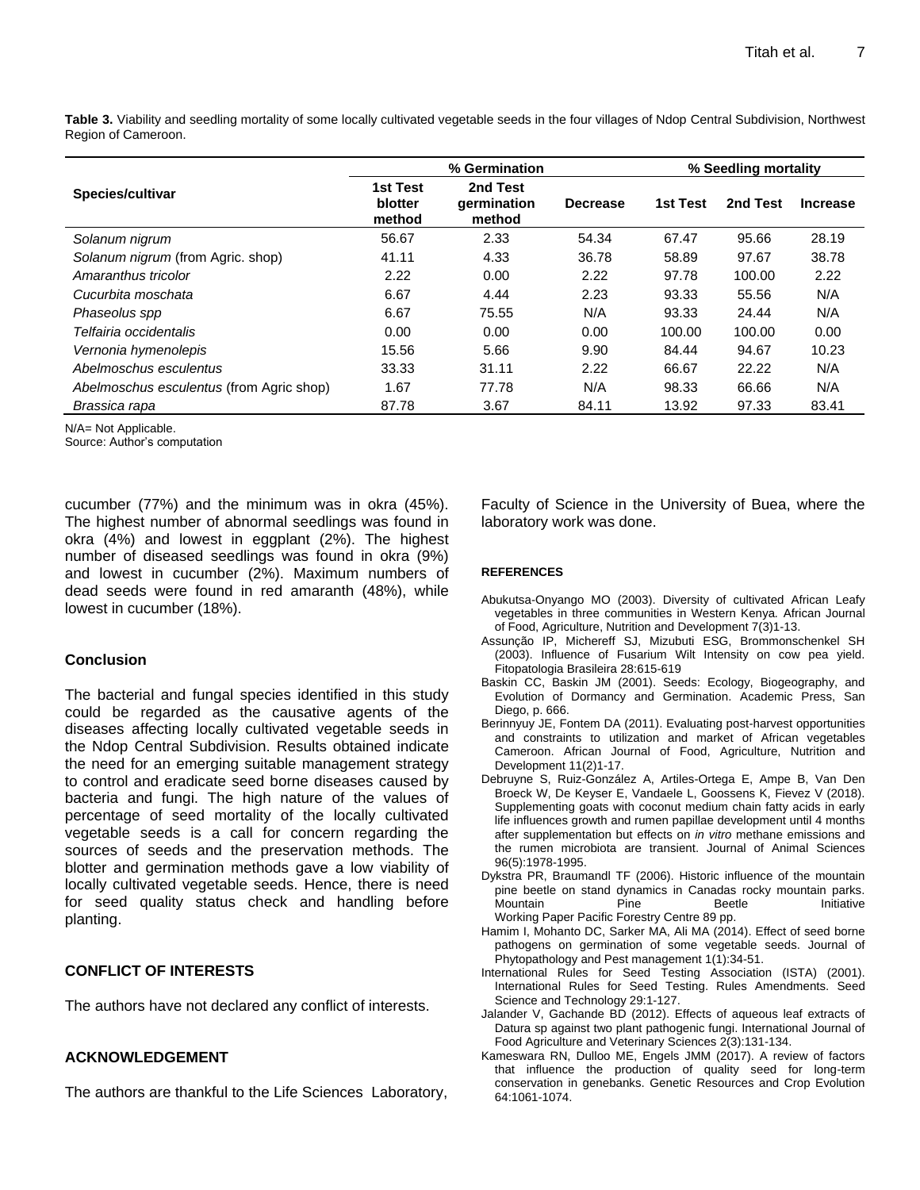**Table 3.** Viability and seedling mortality of some locally cultivated vegetable seeds in the four villages of Ndop Central Subdivision, Northwest Region of Cameroon.

| Species/cultivar | % Germination | | | % Seedling mortality | | |
|---|---|---|---|---|---|---|
| | 1st Test blotter method | 2nd Test germination method | Decrease | 1st Test | 2nd Test | Increase |
| *Solanum nigrum* | 56.67 | 2.33 | 54.34 | 67.47 | 95.66 | 28.19 |
| *Solanum nigrum* (from Agric. shop) | 41.11 | 4.33 | 36.78 | 58.89 | 97.67 | 38.78 |
| *Amaranthus tricolor* | 2.22 | 0.00 | 2.22 | 97.78 | 100.00 | 2.22 |
| *Cucurbita moschata* | 6.67 | 4.44 | 2.23 | 93.33 | 55.56 | N/A |
| *Phaseolus spp* | 6.67 | 75.55 | N/A | 93.33 | 24.44 | N/A |
| *Telfairia occidentalis* | 0.00 | 0.00 | 0.00 | 100.00 | 100.00 | 0.00 |
| *Vernonia hymenolepis* | 15.56 | 5.66 | 9.90 | 84.44 | 94.67 | 10.23 |
| *Abelmoschus esculentus* | 33.33 | 31.11 | 2.22 | 66.67 | 22.22 | N/A |
| *Abelmoschus esculentus* (from Agric shop) | 1.67 | 77.78 | N/A | 98.33 | 66.66 | N/A |
| *Brassica rapa* | 87.78 | 3.67 | 84.11 | 13.92 | 97.33 | 83.41 |

N/A= Not Applicable.
Source: Author's computation

cucumber (77%) and the minimum was in okra (45%). The highest number of abnormal seedlings was found in okra (4%) and lowest in eggplant (2%). The highest number of diseased seedlings was found in okra (9%) and lowest in cucumber (2%). Maximum numbers of dead seeds were found in red amaranth (48%), while lowest in cucumber (18%).

## Conclusion

The bacterial and fungal species identified in this study could be regarded as the causative agents of the diseases affecting locally cultivated vegetable seeds in the Ndop Central Subdivision. Results obtained indicate the need for an emerging suitable management strategy to control and eradicate seed borne diseases caused by bacteria and fungi. The high nature of the values of percentage of seed mortality of the locally cultivated vegetable seeds is a call for concern regarding the sources of seeds and the preservation methods. The blotter and germination methods gave a low viability of locally cultivated vegetable seeds. Hence, there is need for seed quality status check and handling before planting.

## CONFLICT OF INTERESTS

The authors have not declared any conflict of interests.

## ACKNOWLEDGEMENT

The authors are thankful to the Life Sciences Laboratory, Faculty of Science in the University of Buea, where the laboratory work was done.

## REFERENCES

Abukutsa-Onyango MO (2003). Diversity of cultivated African Leafy vegetables in three communities in Western Kenya. African Journal of Food, Agriculture, Nutrition and Development 7(3)1-13.

Assunção IP, Michereff SJ, Mizubuti ESG, Brommonschenkel SH (2003). Influence of Fusarium Wilt Intensity on cow pea yield. Fitopatologia Brasileira 28:615-619

Baskin CC, Baskin JM (2001). Seeds: Ecology, Biogeography, and Evolution of Dormancy and Germination. Academic Press, San Diego, p. 666.

Berinnyuy JE, Fontem DA (2011). Evaluating post-harvest opportunities and constraints to utilization and market of African vegetables Cameroon. African Journal of Food, Agriculture, Nutrition and Development 11(2)1-17.

Debruyne S, Ruiz-González A, Artiles-Ortega E, Ampe B, Van Den Broeck W, De Keyser E, Vandaele L, Goossens K, Fievez V (2018). Supplementing goats with coconut medium chain fatty acids in early life influences growth and rumen papillae development until 4 months after supplementation but effects on *in vitro* methane emissions and the rumen microbiota are transient. Journal of Animal Sciences 96(5):1978-1995.

Dykstra PR, Braumandl TF (2006). Historic influence of the mountain pine beetle on stand dynamics in Canadas rocky mountain parks. Mountain Pine Beetle Initiative Working Paper Pacific Forestry Centre 89 pp.

Hamim I, Mohanto DC, Sarker MA, Ali MA (2014). Effect of seed borne pathogens on germination of some vegetable seeds. Journal of Phytopathology and Pest management 1(1):34-51.

International Rules for Seed Testing Association (ISTA) (2001). International Rules for Seed Testing. Rules Amendments. Seed Science and Technology 29:1-127.

Jalander V, Gachande BD (2012). Effects of aqueous leaf extracts of Datura sp against two plant pathogenic fungi. International Journal of Food Agriculture and Veterinary Sciences 2(3):131-134.

Kameswara RN, Dulloo ME, Engels JMM (2017). A review of factors that influence the production of quality seed for long-term conservation in genebanks. Genetic Resources and Crop Evolution 64:1061-1074.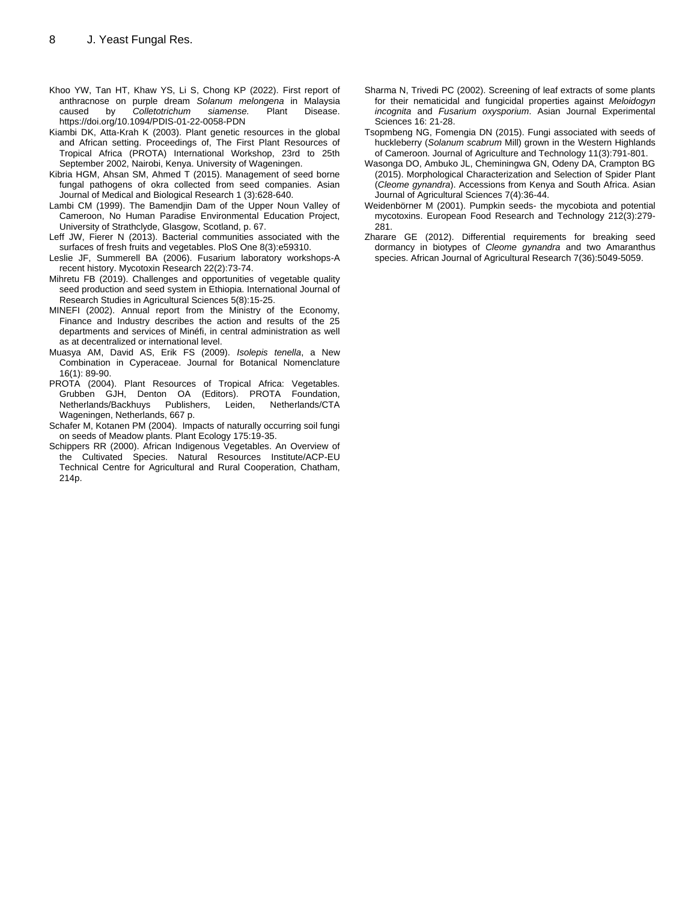Khoo YW, Tan HT, Khaw YS, Li S, Chong KP (2022). First report of anthracnose on purple dream *Solanum melongena* in Malaysia caused by *Colletotrichum siamense.* Plant Disease. https://doi.org/10.1094/PDIS-01-22-0058-PDN

Kiambi DK, Atta-Krah K (2003). Plant genetic resources in the global and African setting. Proceedings of, The First Plant Resources of Tropical Africa (PROTA) International Workshop, 23rd to 25th September 2002, Nairobi, Kenya. University of Wageningen.

Kibria HGM, Ahsan SM, Ahmed T (2015). Management of seed borne fungal pathogens of okra collected from seed companies. Asian Journal of Medical and Biological Research 1 (3):628-640.

Lambi CM (1999). The Bamendjin Dam of the Upper Noun Valley of Cameroon, No Human Paradise Environmental Education Project, University of Strathclyde, Glasgow, Scotland, p. 67.

Leff JW, Fierer N (2013). Bacterial communities associated with the surfaces of fresh fruits and vegetables. PloS One 8(3):e59310.

Leslie JF, Summerell BA (2006). Fusarium laboratory workshops-A recent history. Mycotoxin Research 22(2):73-74.

Mihretu FB (2019). Challenges and opportunities of vegetable quality seed production and seed system in Ethiopia. International Journal of Research Studies in Agricultural Sciences 5(8):15-25.

MINEFI (2002). Annual report from the Ministry of the Economy, Finance and Industry describes the action and results of the 25 departments and services of Minéfi, in central administration as well as at decentralized or international level.

Muasya AM, David AS, Erik FS (2009). *Isolepis tenella*, a New Combination in Cyperaceae. Journal for Botanical Nomenclature 16(1): 89-90.

PROTA (2004). Plant Resources of Tropical Africa: Vegetables. Grubben GJH, Denton OA (Editors). PROTA Foundation, Netherlands/Backhuys Publishers, Leiden, Netherlands/CTA Wageningen, Netherlands, 667 p.

Schafer M, Kotanen PM (2004). Impacts of naturally occurring soil fungi on seeds of Meadow plants. Plant Ecology 175:19-35.

Schippers RR (2000). African Indigenous Vegetables. An Overview of the Cultivated Species. Natural Resources Institute/ACP-EU Technical Centre for Agricultural and Rural Cooperation, Chatham, 214p.

Sharma N, Trivedi PC (2002). Screening of leaf extracts of some plants for their nematicidal and fungicidal properties against *Meloidogyn incognita* and *Fusarium oxysporium*. Asian Journal Experimental Sciences 16: 21-28.

Tsopmbeng NG, Fomengia DN (2015). Fungi associated with seeds of huckleberry (*Solanum scabrum* Mill) grown in the Western Highlands of Cameroon. Journal of Agriculture and Technology 11(3):791-801.

Wasonga DO, Ambuko JL, Cheminingwa GN, Odeny DA, Crampton BG (2015). Morphological Characterization and Selection of Spider Plant (*Cleome gynandra*). Accessions from Kenya and South Africa. Asian Journal of Agricultural Sciences 7(4):36-44.

Weidenbörner M (2001). Pumpkin seeds- the mycobiota and potential mycotoxins. European Food Research and Technology 212(3):279-281.

Zharare GE (2012). Differential requirements for breaking seed dormancy in biotypes of *Cleome gynandra* and two Amaranthus species. African Journal of Agricultural Research 7(36):5049-5059.